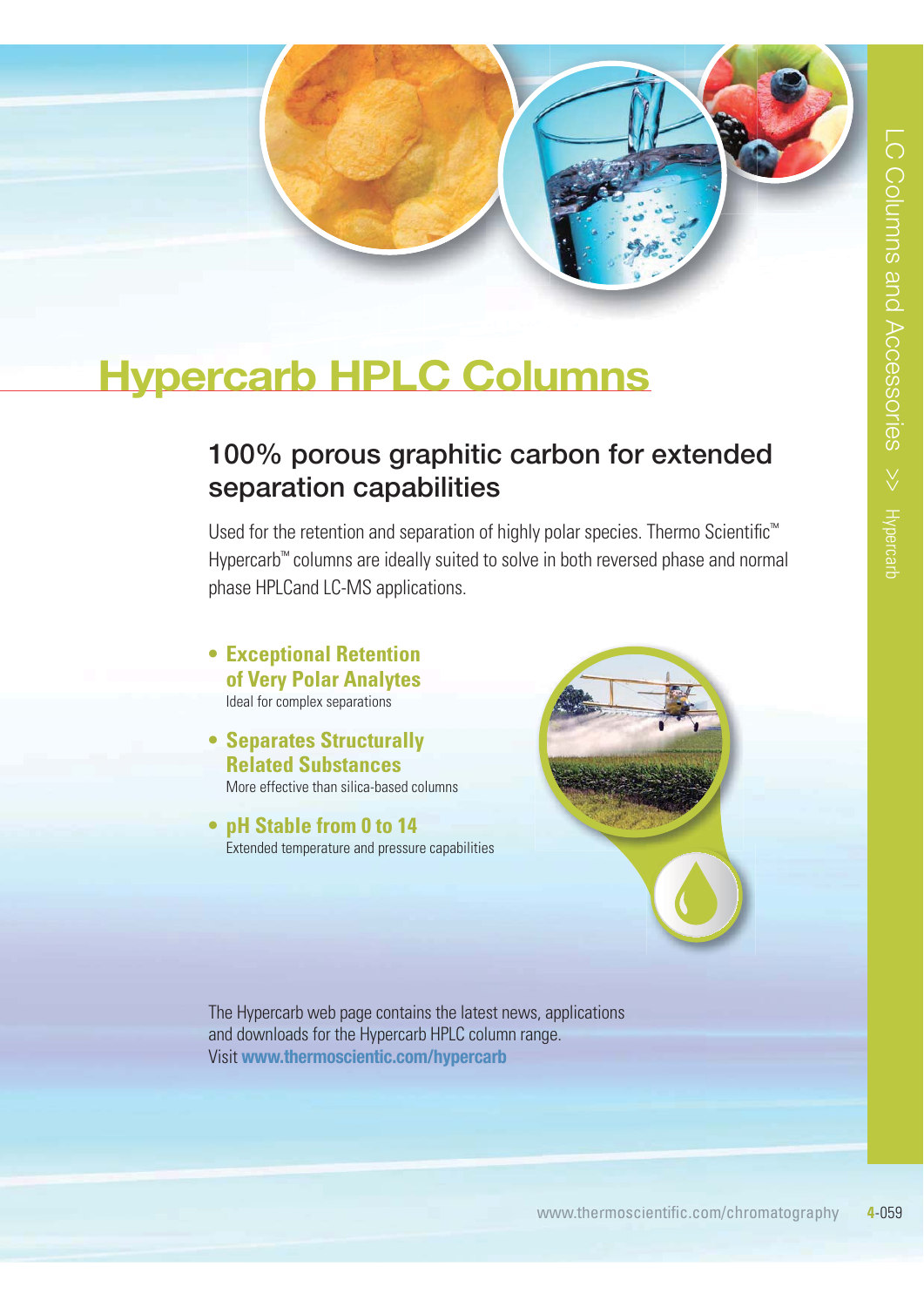# Hypercarb HPLC Columns

## 100% porous graphitic carbon for extended separation capabilities

Used for the retention and separation of highly polar species. Thermo Scientific™ Hypercarb™ columns are ideally suited to solve in both reversed phase and normal phase HPLCand LC-MS applications.

- **Exceptional Retention of Very Polar Analytes**
  Ideal for complex separations
- **Separates Structurally Related Substances**
  More effective than silica-based columns
- **pH Stable from 0 to 14**
  Extended temperature and pressure capabilities

The Hypercarb web page contains the latest news, applications and downloads for the Hypercarb HPLC column range.
Visit **www.thermoscientic.com/hypercarb**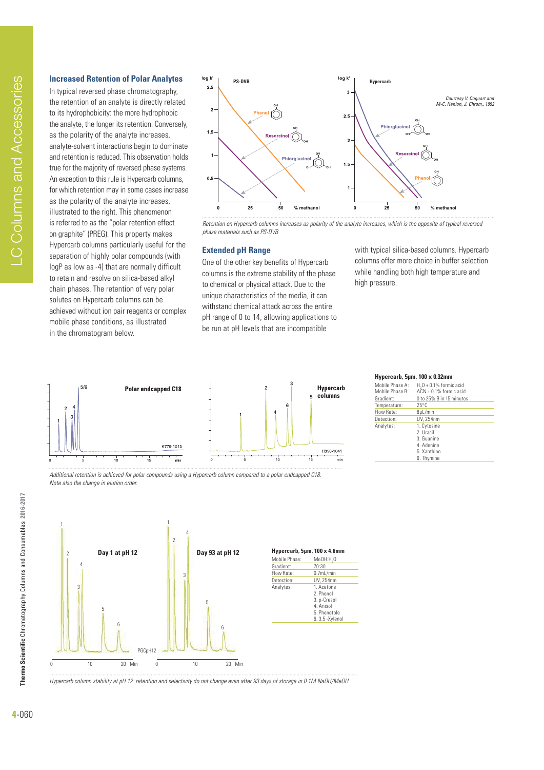## Increased Retention of Polar Analytes

In typical reversed phase chromatography, the retention of an analyte is directly related to its hydrophobicity: the more hydrophobic the analyte, the longer its retention. Conversely, as the polarity of the analyte increases, analyte-solvent interactions begin to dominate and retention is reduced. This observation holds true for the majority of reversed phase systems. An exception to this rule is Hypercarb columns, for which retention may in some cases increase as the polarity of the analyte increases, illustrated to the right. This phenomenon is referred to as the "polar retention effect on graphite" (PREG). This property makes Hypercarb columns particularly useful for the separation of highly polar compounds (with logP as low as -4) that are normally difficult to retain and resolve on silica-based alkyl chain phases. The retention of very polar solutes on Hypercarb columns can be achieved without ion pair reagents or complex mobile phase conditions, as illustrated in the chromatogram below.

*Retention on Hypercarb columns increases as polarity of the analyte increases, which is the opposite of typical reversed phase materials such as PS-DVB*

## Extended pH Range

One of the other key benefits of Hypercarb columns is the extreme stability of the phase to chemical or physical attack. Due to the unique characteristics of the media, it can withstand chemical attack across the entire pH range of 0 to 14, allowing applications to be run at pH levels that are incompatible with typical silica-based columns. Hypercarb columns offer more choice in buffer selection while handling both high temperature and high pressure.

**Hypercarb, 5µm, 100 x 0.32mm**

| | |
|---|---|
| Mobile Phase A: | $H_2O$ + 0.1% formic acid |
| Mobile Phase B: | ACN + 0.1% formic acid |
| Gradient: | 0 to 25% B in 15 minutes |
| Temperature: | 25°C |
| Flow Rate: | 8µL/min |
| Detection: | UV, 254nm |
| Analytes: | 1. Cytosine<br>2. Uracil<br>3. Guanine<br>4. Adenine<br>5. Xanthine<br>6. Thymine |

*Additional retention is achieved for polar compounds using a Hypercarb column compared to a polar endcapped C18. Note also the change in elution order.*

**Hypercarb, 5µm, 100 x 4.6mm**

| | |
|---|---|
| Mobile Phase: | MeOH:$H_2O$ |
| Gradient: | 70:30 |
| Flow Rate: | 0.7mL/min |
| Detection: | UV, 254nm |
| Analytes: | 1. Acetone<br>2. Phenol<br>3. p-Cresol<br>4. Anisol<br>5. Phenetole<br>6. 3,5 -Xylenol |

*Hypercarb column stability at pH 12: retention and selectivity do not change even after 93 days of storage in 0.1M NaOH/MeOH*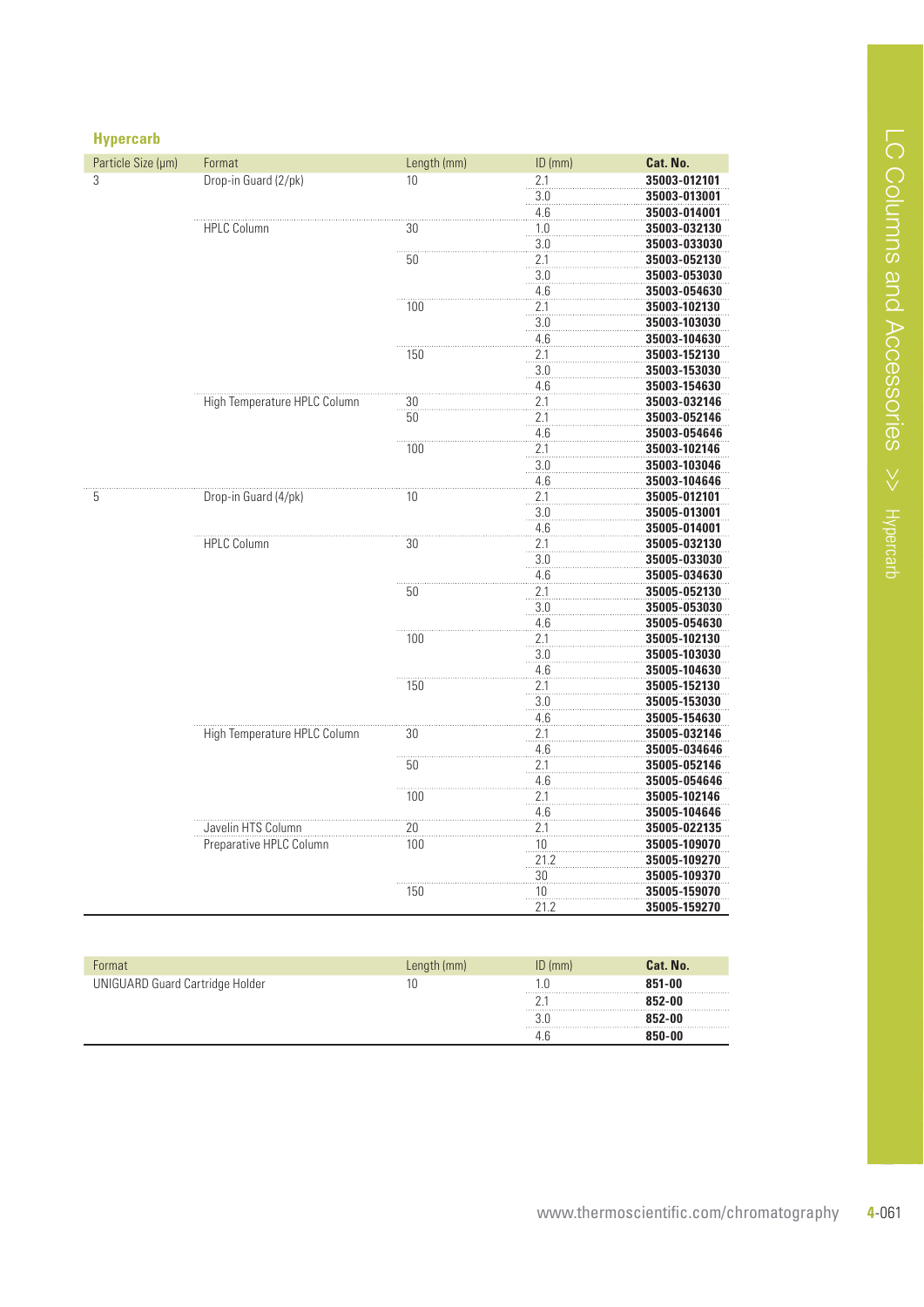### Hypercarb

| Particle Size (µm) | Format | Length (mm) | ID (mm) | Cat. No. |
|---|---|---|---|---|
| 3 | Drop-in Guard (2/pk) | 10 | 2.1 | **35003-012101** |
| | | | 3.0 | **35003-013001** |
| | | | 4.6 | **35003-014001** |
| | HPLC Column | 30 | 1.0 | **35003-032130** |
| | | | 3.0 | **35003-033030** |
| | | 50 | 2.1 | **35003-052130** |
| | | | 3.0 | **35003-053030** |
| | | | 4.6 | **35003-054630** |
| | | 100 | 2.1 | **35003-102130** |
| | | | 3.0 | **35003-103030** |
| | | | 4.6 | **35003-104630** |
| | | 150 | 2.1 | **35003-152130** |
| | | | 3.0 | **35003-153030** |
| | | | 4.6 | **35003-154630** |
| | High Temperature HPLC Column | 30 | 2.1 | **35003-032146** |
| | | 50 | 2.1 | **35003-052146** |
| | | | 4.6 | **35003-054646** |
| | | 100 | 2.1 | **35003-102146** |
| | | | 3.0 | **35003-103046** |
| | | | 4.6 | **35003-104646** |
| 5 | Drop-in Guard (4/pk) | 10 | 2.1 | **35005-012101** |
| | | | 3.0 | **35005-013001** |
| | | | 4.6 | **35005-014001** |
| | HPLC Column | 30 | 2.1 | **35005-032130** |
| | | | 3.0 | **35005-033030** |
| | | | 4.6 | **35005-034630** |
| | | 50 | 2.1 | **35005-052130** |
| | | | 3.0 | **35005-053030** |
| | | | 4.6 | **35005-054630** |
| | | 100 | 2.1 | **35005-102130** |
| | | | 3.0 | **35005-103030** |
| | | | 4.6 | **35005-104630** |
| | | 150 | 2.1 | **35005-152130** |
| | | | 3.0 | **35005-153030** |
| | | | 4.6 | **35005-154630** |
| | High Temperature HPLC Column | 30 | 2.1 | **35005-032146** |
| | | | 4.6 | **35005-034646** |
| | | 50 | 2.1 | **35005-052146** |
| | | | 4.6 | **35005-054646** |
| | | 100 | 2.1 | **35005-102146** |
| | | | 4.6 | **35005-104646** |
| | Javelin HTS Column | 20 | 2.1 | **35005-022135** |
| | Preparative HPLC Column | 100 | 10 | **35005-109070** |
| | | | 21.2 | **35005-109270** |
| | | | 30 | **35005-109370** |
| | | 150 | 10 | **35005-159070** |
| | | | 21.2 | **35005-159270** |

| Format | Length (mm) | ID (mm) | Cat. No. |
|---|---|---|---|
| UNIGUARD Guard Cartridge Holder | 10 | 1.0 | **851-00** |
| | | 2.1 | **852-00** |
| | | 3.0 | **852-00** |
| | | 4.6 | **850-00** |